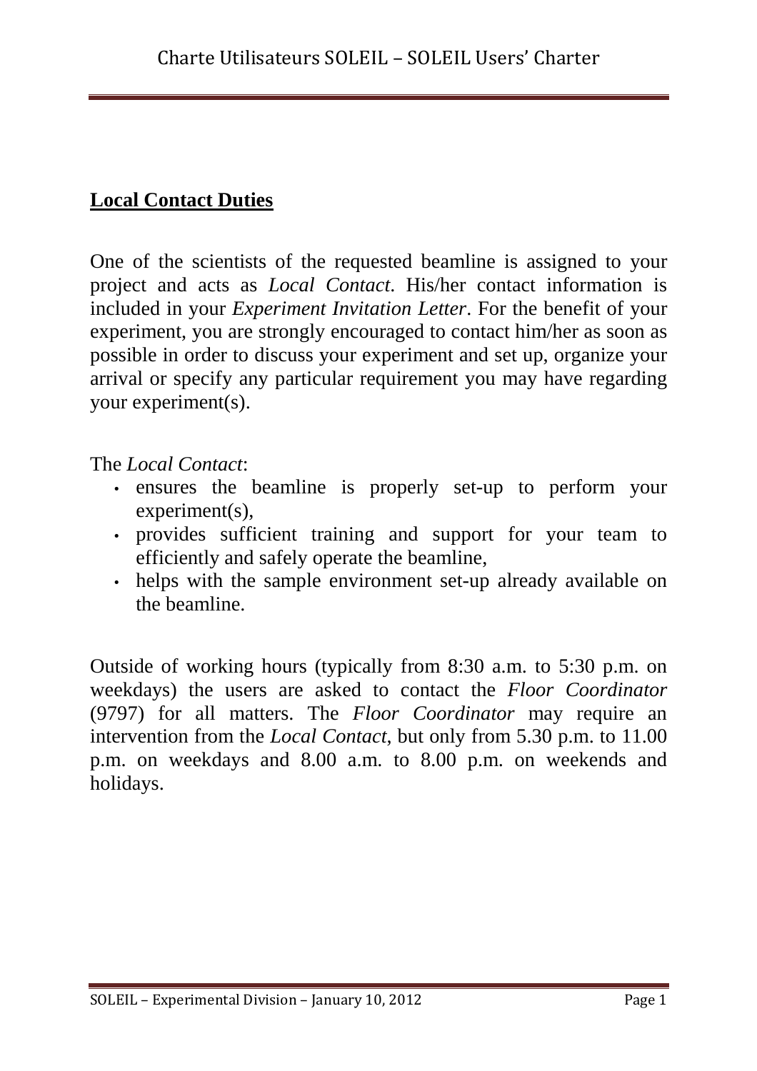## Local Contact Duties

One of the scientists of the requested beamline is assigned to your project and acts as *Local Contact*. His/her contact information is included in your *Experiment Invitation Letter*. For the benefit of your experiment, you are strongly encouraged to contact him/her as soon as possible in order to discuss your experiment and set up, organize your arrival or specify any particular requirement you may have regarding your experiment(s).

The *Local Contact*:

- ensures the beamline is properly set-up to perform your experiment(s),
- provides sufficient training and support for your team to efficiently and safely operate the beamline,
- helps with the sample environment set-up already available on the beamline.

Outside of working hours (typically from 8:30 a.m. to 5:30 p.m. on weekdays) the users are asked to contact the *Floor Coordinator* (9797) for all matters. The *Floor Coordinator* may require an intervention from the *Local Contact*, but only from 5.30 p.m. to 11.00 p.m. on weekdays and 8.00 a.m. to 8.00 p.m. on weekends and holidays.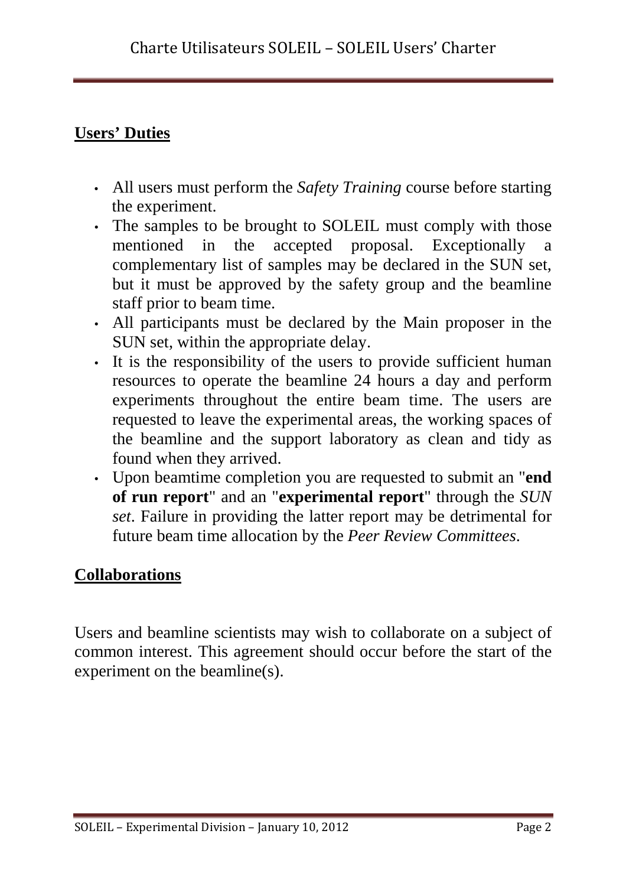## Users' Duties

- All users must perform the *Safety Training* course before starting the experiment.
- The samples to be brought to SOLEIL must comply with those mentioned in the accepted proposal. Exceptionally a complementary list of samples may be declared in the SUN set, but it must be approved by the safety group and the beamline staff prior to beam time.
- All participants must be declared by the Main proposer in the SUN set, within the appropriate delay.
- It is the responsibility of the users to provide sufficient human resources to operate the beamline 24 hours a day and perform experiments throughout the entire beam time. The users are requested to leave the experimental areas, the working spaces of the beamline and the support laboratory as clean and tidy as found when they arrived.
- Upon beamtime completion you are requested to submit an "**end of run report**" and an "**experimental report**" through the *SUN set*. Failure in providing the latter report may be detrimental for future beam time allocation by the *Peer Review Committees*.

## Collaborations

Users and beamline scientists may wish to collaborate on a subject of common interest. This agreement should occur before the start of the experiment on the beamline(s).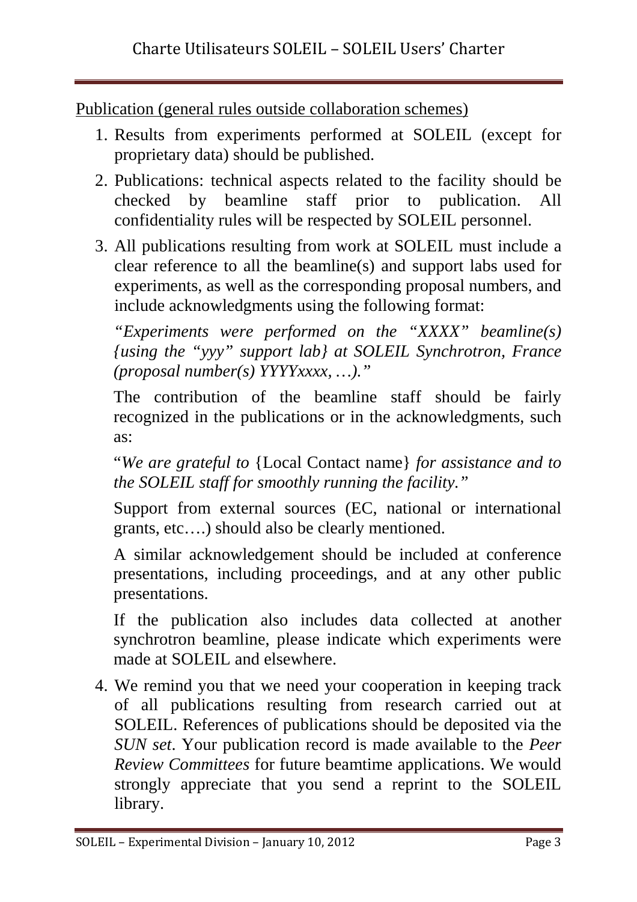<u>Publication (general rules outside collaboration schemes)</u>

1. Results from experiments performed at SOLEIL (except for proprietary data) should be published.

2. Publications: technical aspects related to the facility should be checked by beamline staff prior to publication. All confidentiality rules will be respected by SOLEIL personnel.

3. All publications resulting from work at SOLEIL must include a clear reference to all the beamline(s) and support labs used for experiments, as well as the corresponding proposal numbers, and include acknowledgments using the following format:

   *"Experiments were performed on the "XXXX" beamline(s) {using the "yyy" support lab} at SOLEIL Synchrotron, France (proposal number(s) YYYYxxxx, …)."*

   The contribution of the beamline staff should be fairly recognized in the publications or in the acknowledgments, such as:

   "*We are grateful to* {Local Contact name} *for assistance and to the SOLEIL staff for smoothly running the facility."*

   Support from external sources (EC, national or international grants, etc….) should also be clearly mentioned.

   A similar acknowledgement should be included at conference presentations, including proceedings, and at any other public presentations.

   If the publication also includes data collected at another synchrotron beamline, please indicate which experiments were made at SOLEIL and elsewhere.

4. We remind you that we need your cooperation in keeping track of all publications resulting from research carried out at SOLEIL. References of publications should be deposited via the *SUN set*. Your publication record is made available to the *Peer Review Committees* for future beamtime applications. We would strongly appreciate that you send a reprint to the SOLEIL library.